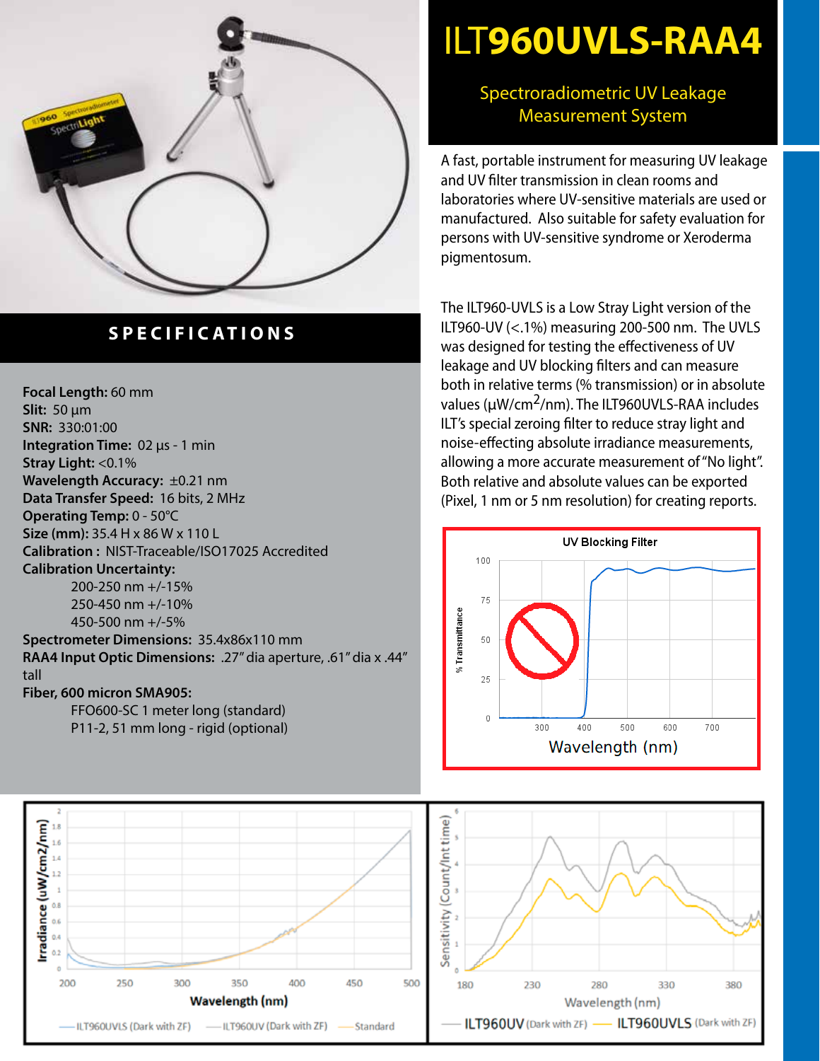# ILT960UVLS-RAA4

## Spectroradiometric UV Leakage Measurement System

A fast, portable instrument for measuring UV leakage and UV filter transmission in clean rooms and laboratories where UV-sensitive materials are used or manufactured. Also suitable for safety evaluation for persons with UV-sensitive syndrome or Xeroderma pigmentosum.

The ILT960-UVLS is a Low Stray Light version of the ILT960-UV (<.1%) measuring 200-500 nm. The UVLS was designed for testing the effectiveness of UV leakage and UV blocking filters and can measure both in relative terms (% transmission) or in absolute values (µW/cm$^2$/nm). The ILT960UVLS-RAA includes ILT's special zeroing filter to reduce stray light and noise-effecting absolute irradiance measurements, allowing a more accurate measurement of "No light". Both relative and absolute values can be exported (Pixel, 1 nm or 5 nm resolution) for creating reports.

## SPECIFICATIONS

**Focal Length:** 60 mm
**Slit:** 50 µm
**SNR:** 330:01:00
**Integration Time:** 02 µs - 1 min
**Stray Light:** <0.1%
**Wavelength Accuracy:** ±0.21 nm
**Data Transfer Speed:** 16 bits, 2 MHz
**Operating Temp:** 0 - 50°C
**Size (mm):** 35.4 H x 86 W x 110 L
**Calibration :** NIST-Traceable/ISO17025 Accredited
**Calibration Uncertainty:**

- 200-250 nm +/-15%
- 250-450 nm +/-10%
- 450-500 nm +/-5%

**Spectrometer Dimensions:** 35.4x86x110 mm
**RAA4 Input Optic Dimensions:** .27" dia aperture, .61" dia x .44" tall
**Fiber, 600 micron SMA905:**

- FFO600-SC 1 meter long (standard)
- P11-2, 51 mm long - rigid (optional)

UV Blocking Filter (% Transmittance vs. Wavelength (nm))

Irradiance (uW/cm2/nm) vs. Wavelength (nm) — ILT960UVLS (Dark with ZF), ILT960UV (Dark with ZF), Standard

Sensitivity (Count/Int time) vs. Wavelength (nm) — ILT960UV (Dark with ZF), ILT960UVLS (Dark with ZF)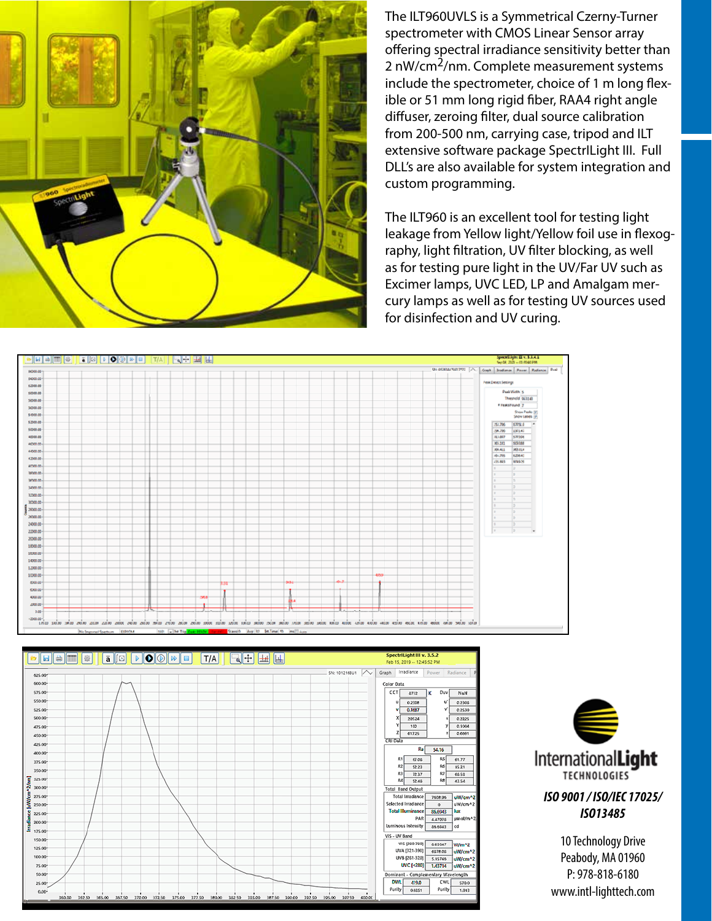The ILT960UVLS is a Symmetrical Czerny-Turner spectrometer with CMOS Linear Sensor array offering spectral irradiance sensitivity better than 2 nW/cm$^2$/nm. Complete measurement systems include the spectrometer, choice of 1 m long flexible or 51 mm long rigid fiber, RAA4 right angle diffuser, zeroing filter, dual source calibration from 200-500 nm, carrying case, tripod and ILT extensive software package SpectrILight III. Full DLL's are also available for system integration and custom programming.

The ILT960 is an excellent tool for testing light leakage from Yellow light/Yellow foil use in flexography, light filtration, UV filter blocking, as well as for testing pure light in the UV/Far UV such as Excimer lamps, UVC LED, LP and Amalgam mercury lamps as well as for testing UV sources used for disinfection and UV curing.

**International Light TECHNOLOGIES**

***ISO 9001 / ISO/IEC 17025/ ISO13485***

10 Technology Drive
Peabody, MA 01960
P: 978-818-6180
www.intl-lighttech.com